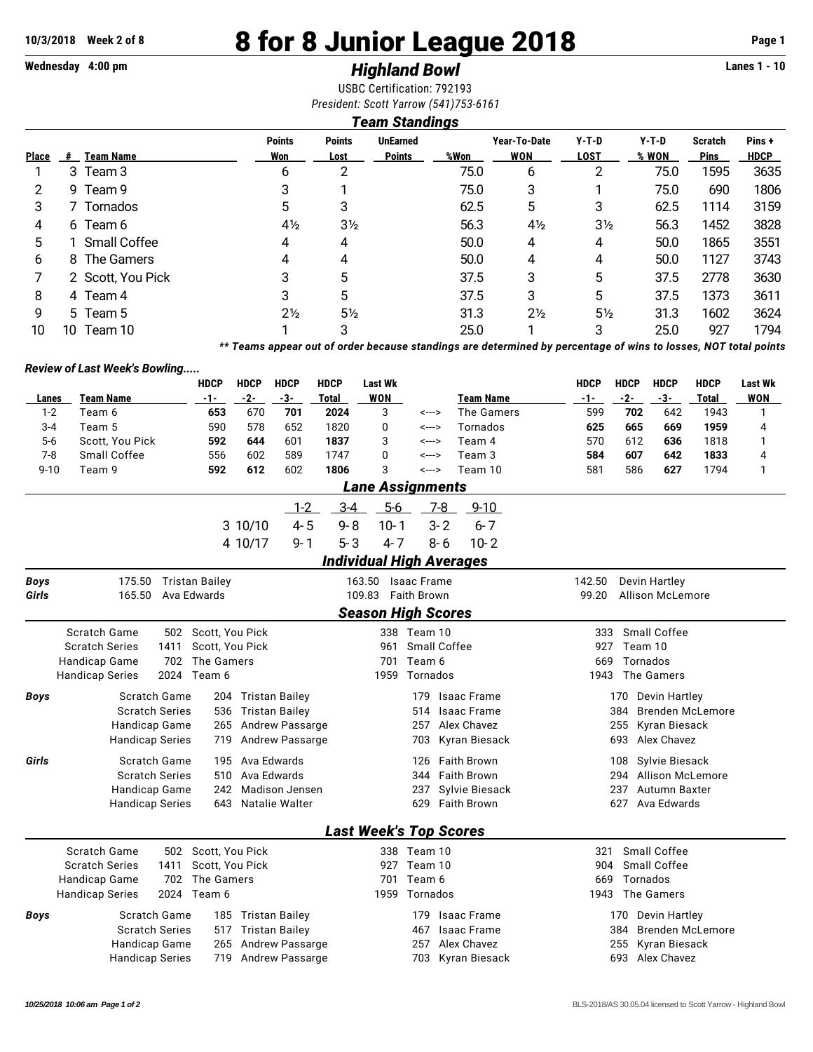10/3/2018 Week 2 of 8

# 8 for 8 Junior League 2018

Wednesday 4:00 pm

## *Highland Bowl*

Lanes 1 - 10

USBC Certification: 792193

*President: Scott Yarrow (541)753-6161*

### *Team Standings*

| Place | # | Team Name | Points Won | Points Lost | UnEarned Points | %Won | Year-To-Date WON | Y-T-D LOST | Y-T-D % WON | Scratch Pins | Pins + HDCP |
|---|---|---|---|---|---|---|---|---|---|---|---|
| 1 | 3 | Team 3 | 6 | 2 | | 75.0 | 6 | 2 | 75.0 | 1595 | 3635 |
| 2 | 9 | Team 9 | 3 | 1 | | 75.0 | 3 | 1 | 75.0 | 690 | 1806 |
| 3 | 7 | Tornados | 5 | 3 | | 62.5 | 5 | 3 | 62.5 | 1114 | 3159 |
| 4 | 6 | Team 6 | 4½ | 3½ | | 56.3 | 4½ | 3½ | 56.3 | 1452 | 3828 |
| 5 | 1 | Small Coffee | 4 | 4 | | 50.0 | 4 | 4 | 50.0 | 1865 | 3551 |
| 6 | 8 | The Gamers | 4 | 4 | | 50.0 | 4 | 4 | 50.0 | 1127 | 3743 |
| 7 | 2 | Scott, You Pick | 3 | 5 | | 37.5 | 3 | 5 | 37.5 | 2778 | 3630 |
| 8 | 4 | Team 4 | 3 | 5 | | 37.5 | 3 | 5 | 37.5 | 1373 | 3611 |
| 9 | 5 | Team 5 | 2½ | 5½ | | 31.3 | 2½ | 5½ | 31.3 | 1602 | 3624 |
| 10 | 10 | Team 10 | 1 | 3 | | 25.0 | 1 | 3 | 25.0 | 927 | 1794 |

*** Teams appear out of order because standings are determined by percentage of wins to losses, NOT total points*

*Review of Last Week's Bowling.....*

| Lanes | Team Name | HDCP -1- | HDCP -2- | HDCP -3- | HDCP Total | Last Wk WON | | Team Name | HDCP -1- | HDCP -2- | HDCP -3- | HDCP Total | Last Wk WON |
|---|---|---|---|---|---|---|---|---|---|---|---|---|---|
| 1-2 | Team 6 | **653** | 670 | **701** | **2024** | 3 | <---> | The Gamers | 599 | **702** | 642 | 1943 | 1 |
| 3-4 | Team 5 | 590 | 578 | 652 | 1820 | 0 | <---> | Tornados | **625** | **665** | **669** | **1959** | 4 |
| 5-6 | Scott, You Pick | **592** | **644** | 601 | **1837** | 3 | <---> | Team 4 | 570 | 612 | **636** | 1818 | 1 |
| 7-8 | Small Coffee | 556 | 602 | 589 | 1747 | 0 | <---> | Team 3 | **584** | **607** | **642** | **1833** | 4 |
| 9-10 | Team 9 | **592** | **612** | 602 | **1806** | 3 | <---> | Team 10 | 581 | 586 | **627** | 1794 | 1 |

### *Lane Assignments*

| | | 1-2 | 3-4 | 5-6 | 7-8 | 9-10 |
|---|---|---|---|---|---|---|
| 3 | 10/10 | 4- 5 | 9- 8 | 10- 1 | 3- 2 | 6- 7 |
| 4 | 10/17 | 9- 1 | 5- 3 | 4- 7 | 8- 6 | 10- 2 |

### *Individual High Averages*

| | | | | | | |
|---|---|---|---|---|---|---|
| **Boys** | 175.50 | Tristan Bailey | 163.50 | Isaac Frame | 142.50 | Devin Hartley |
| **Girls** | 165.50 | Ava Edwards | 109.83 | Faith Brown | 99.20 | Allison McLemore |

### *Season High Scores*

| | | | | | | |
|---|---|---|---|---|---|---|
| Scratch Game | 502 | Scott, You Pick | 338 | Team 10 | 333 | Small Coffee |
| Scratch Series | 1411 | Scott, You Pick | 961 | Small Coffee | 927 | Team 10 |
| Handicap Game | 702 | The Gamers | 701 | Team 6 | 669 | Tornados |
| Handicap Series | 2024 | Team 6 | 1959 | Tornados | 1943 | The Gamers |

| | | | | | | | |
|---|---|---|---|---|---|---|---|
| **Boys** | Scratch Game | 204 | Tristan Bailey | 179 | Isaac Frame | 170 | Devin Hartley |
| | Scratch Series | 536 | Tristan Bailey | 514 | Isaac Frame | 384 | Brenden McLemore |
| | Handicap Game | 265 | Andrew Passarge | 257 | Alex Chavez | 255 | Kyran Biesack |
| | Handicap Series | 719 | Andrew Passarge | 703 | Kyran Biesack | 693 | Alex Chavez |
| **Girls** | Scratch Game | 195 | Ava Edwards | 126 | Faith Brown | 108 | Sylvie Biesack |
| | Scratch Series | 510 | Ava Edwards | 344 | Faith Brown | 294 | Allison McLemore |
| | Handicap Game | 242 | Madison Jensen | 237 | Sylvie Biesack | 237 | Autumn Baxter |
| | Handicap Series | 643 | Natalie Walter | 629 | Faith Brown | 627 | Ava Edwards |

### *Last Week's Top Scores*

| | | | | | | |
|---|---|---|---|---|---|---|
| Scratch Game | 502 | Scott, You Pick | 338 | Team 10 | 321 | Small Coffee |
| Scratch Series | 1411 | Scott, You Pick | 927 | Team 10 | 904 | Small Coffee |
| Handicap Game | 702 | The Gamers | 701 | Team 6 | 669 | Tornados |
| Handicap Series | 2024 | Team 6 | 1959 | Tornados | 1943 | The Gamers |

| | | | | | | | |
|---|---|---|---|---|---|---|---|
| **Boys** | Scratch Game | 185 | Tristan Bailey | 179 | Isaac Frame | 170 | Devin Hartley |
| | Scratch Series | 517 | Tristan Bailey | 467 | Isaac Frame | 384 | Brenden McLemore |
| | Handicap Game | 265 | Andrew Passarge | 257 | Alex Chavez | 255 | Kyran Biesack |
| | Handicap Series | 719 | Andrew Passarge | 703 | Kyran Biesack | 693 | Alex Chavez |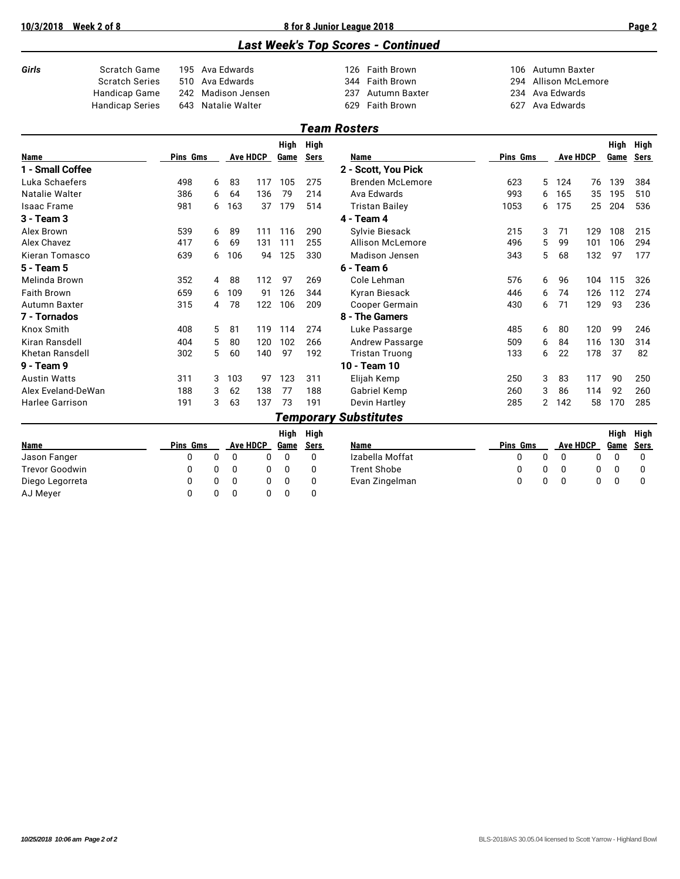## Last Week's Top Scores - Continued

| | | | | |
|---|---|---|---|---|
| **Girls** | Scratch Game | 195 Ava Edwards | 126 Faith Brown | 106 Autumn Baxter |
| | Scratch Series | 510 Ava Edwards | 344 Faith Brown | 294 Allison McLemore |
| | Handicap Game | 242 Madison Jensen | 237 Autumn Baxter | 234 Ava Edwards |
| | Handicap Series | 643 Natalie Walter | 629 Faith Brown | 627 Ava Edwards |

## Team Rosters

| Name | Pins | Gms | Ave | HDCP | High Game | High Sers | Name | Pins | Gms | Ave | HDCP | High Game | High Sers |
|---|---|---|---|---|---|---|---|---|---|---|---|---|---|
| **1 - Small Coffee** | | | | | | | **2 - Scott, You Pick** | | | | | | |
| Luka Schaefers | 498 | 6 | 83 | 117 | 105 | 275 | Brenden McLemore | 623 | 5 | 124 | 76 | 139 | 384 |
| Natalie Walter | 386 | 6 | 64 | 136 | 79 | 214 | Ava Edwards | 993 | 6 | 165 | 35 | 195 | 510 |
| Isaac Frame | 981 | 6 | 163 | 37 | 179 | 514 | Tristan Bailey | 1053 | 6 | 175 | 25 | 204 | 536 |
| **3 - Team 3** | | | | | | | **4 - Team 4** | | | | | | |
| Alex Brown | 539 | 6 | 89 | 111 | 116 | 290 | Sylvie Biesack | 215 | 3 | 71 | 129 | 108 | 215 |
| Alex Chavez | 417 | 6 | 69 | 131 | 111 | 255 | Allison McLemore | 496 | 5 | 99 | 101 | 106 | 294 |
| Kieran Tomasco | 639 | 6 | 106 | 94 | 125 | 330 | Madison Jensen | 343 | 5 | 68 | 132 | 97 | 177 |
| **5 - Team 5** | | | | | | | **6 - Team 6** | | | | | | |
| Melinda Brown | 352 | 4 | 88 | 112 | 97 | 269 | Cole Lehman | 576 | 6 | 96 | 104 | 115 | 326 |
| Faith Brown | 659 | 6 | 109 | 91 | 126 | 344 | Kyran Biesack | 446 | 6 | 74 | 126 | 112 | 274 |
| Autumn Baxter | 315 | 4 | 78 | 122 | 106 | 209 | Cooper Germain | 430 | 6 | 71 | 129 | 93 | 236 |
| **7 - Tornados** | | | | | | | **8 - The Gamers** | | | | | | |
| Knox Smith | 408 | 5 | 81 | 119 | 114 | 274 | Luke Passarge | 485 | 6 | 80 | 120 | 99 | 246 |
| Kiran Ransdell | 404 | 5 | 80 | 120 | 102 | 266 | Andrew Passarge | 509 | 6 | 84 | 116 | 130 | 314 |
| Khetan Ransdell | 302 | 5 | 60 | 140 | 97 | 192 | Tristan Truong | 133 | 6 | 22 | 178 | 37 | 82 |
| **9 - Team 9** | | | | | | | **10 - Team 10** | | | | | | |
| Austin Watts | 311 | 3 | 103 | 97 | 123 | 311 | Elijah Kemp | 250 | 3 | 83 | 117 | 90 | 250 |
| Alex Eveland-DeWan | 188 | 3 | 62 | 138 | 77 | 188 | Gabriel Kemp | 260 | 3 | 86 | 114 | 92 | 260 |
| Harlee Garrison | 191 | 3 | 63 | 137 | 73 | 191 | Devin Hartley | 285 | 2 | 142 | 58 | 170 | 285 |

## Temporary Substitutes

| Name | Pins | Gms | Ave | HDCP | High Game | High Sers | Name | Pins | Gms | Ave | HDCP | High Game | High Sers |
|---|---|---|---|---|---|---|---|---|---|---|---|---|---|
| Jason Fanger | 0 | 0 | 0 | 0 | 0 | 0 | Izabella Moffat | 0 | 0 | 0 | 0 | 0 | 0 |
| Trevor Goodwin | 0 | 0 | 0 | 0 | 0 | 0 | Trent Shobe | 0 | 0 | 0 | 0 | 0 | 0 |
| Diego Legorreta | 0 | 0 | 0 | 0 | 0 | 0 | Evan Zingelman | 0 | 0 | 0 | 0 | 0 | 0 |
| AJ Meyer | 0 | 0 | 0 | 0 | 0 | 0 | | | | | | | |